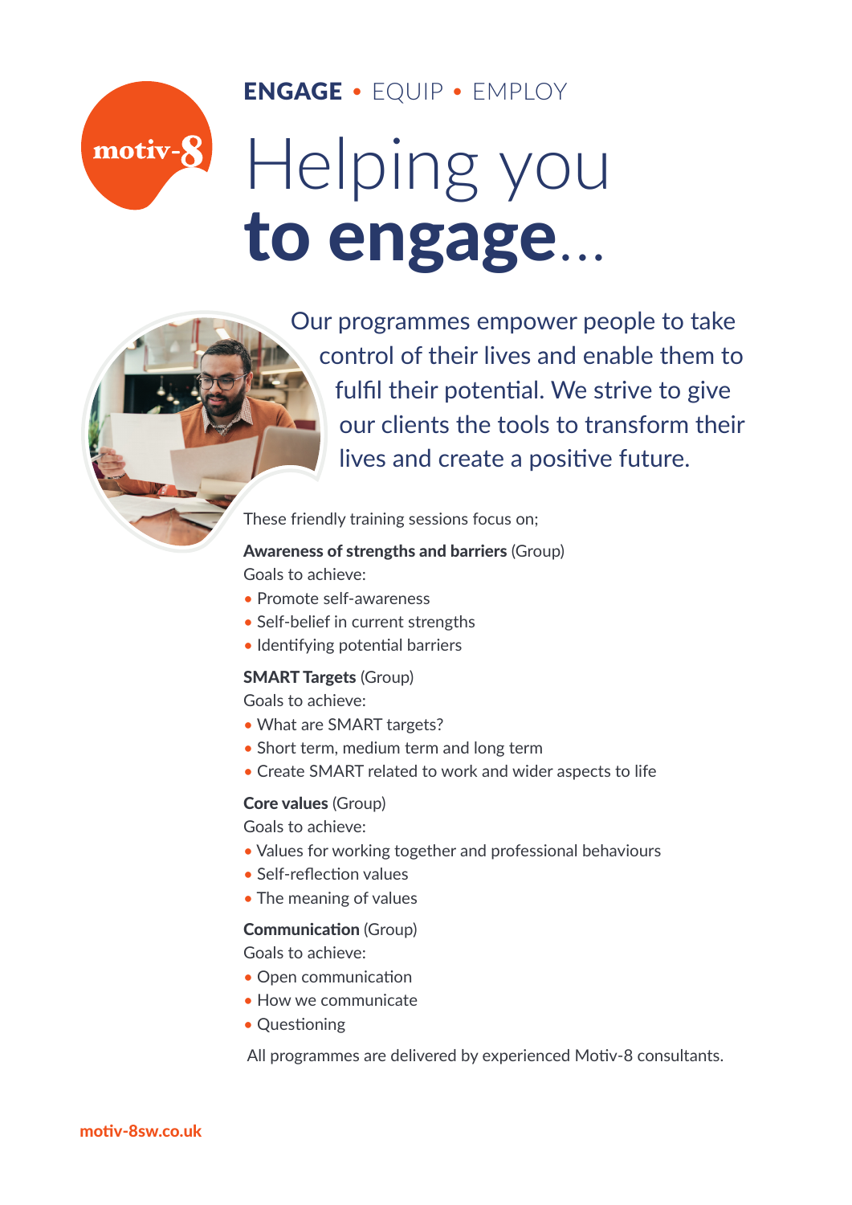motiv-8

**ENGAGE** • EQUIP • EMPLOY

# Helping you **to engage**...

Our programmes empower people to take control of their lives and enable them to fulfil their potential. We strive to give our clients the tools to transform their lives and create a positive future.

These friendly training sessions focus on;

**Awareness of strengths and barriers** (Group)
Goals to achieve:

- Promote self-awareness
- Self-belief in current strengths
- Identifying potential barriers

**SMART Targets** (Group)
Goals to achieve:

- What are SMART targets?
- Short term, medium term and long term
- Create SMART related to work and wider aspects to life

**Core values** (Group)
Goals to achieve:

- Values for working together and professional behaviours
- Self-reflection values
- The meaning of values

**Communication** (Group)
Goals to achieve:

- Open communication
- How we communicate
- Questioning

All programmes are delivered by experienced Motiv-8 consultants.

**motiv-8sw.co.uk**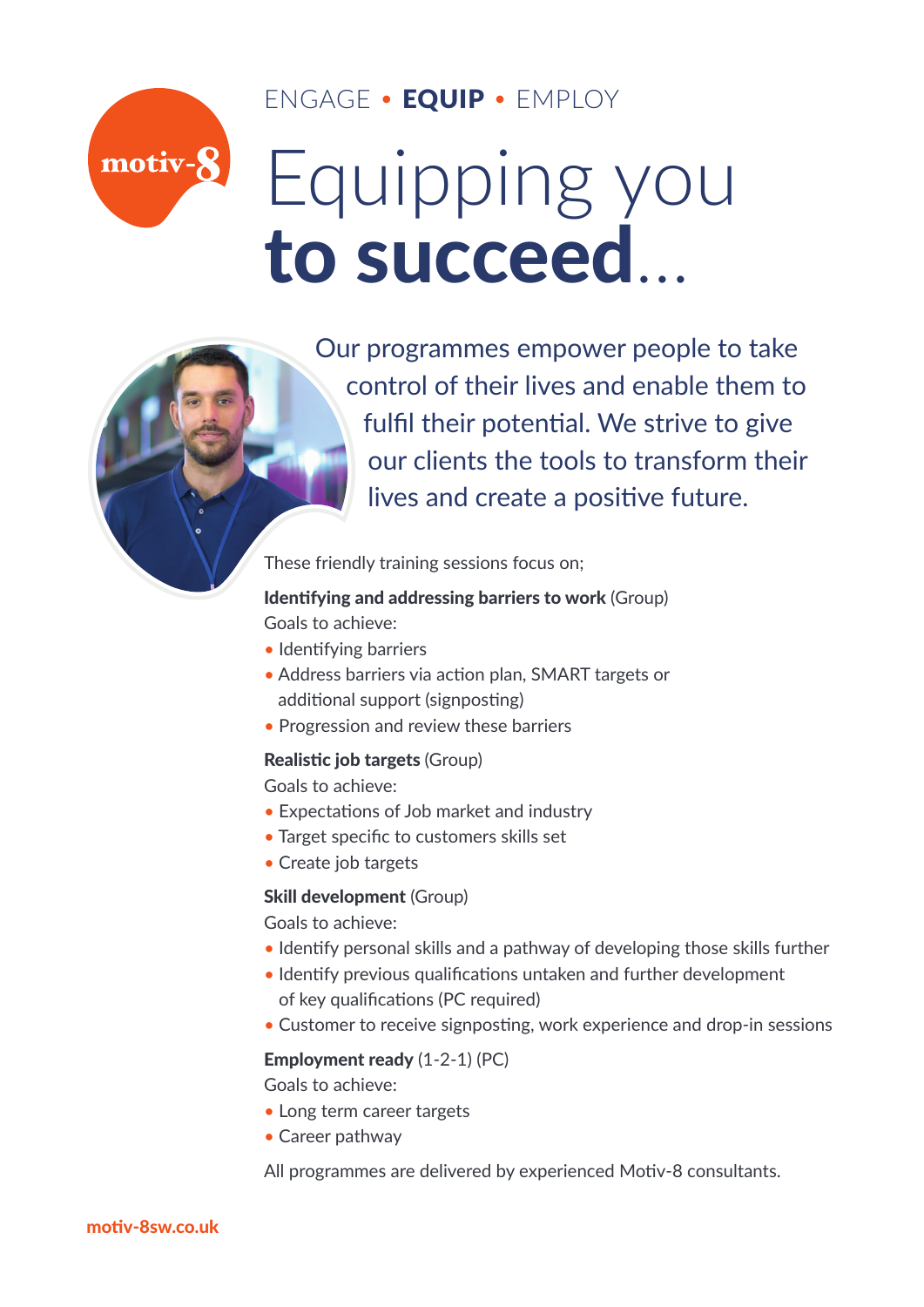motiv-8

ENGAGE • **EQUIP** • EMPLOY

# Equipping you **to succeed**...

Our programmes empower people to take control of their lives and enable them to fulfil their potential. We strive to give our clients the tools to transform their lives and create a positive future.

These friendly training sessions focus on;

**Identifying and addressing barriers to work** (Group)

Goals to achieve:

- Identifying barriers
- Address barriers via action plan, SMART targets or additional support (signposting)
- Progression and review these barriers

**Realistic job targets** (Group)

Goals to achieve:

- Expectations of Job market and industry
- Target specific to customers skills set
- Create job targets

**Skill development** (Group)

Goals to achieve:

- Identify personal skills and a pathway of developing those skills further
- Identify previous qualifications untaken and further development of key qualifications (PC required)
- Customer to receive signposting, work experience and drop-in sessions

**Employment ready** (1-2-1) (PC)

Goals to achieve:

- Long term career targets
- Career pathway

All programmes are delivered by experienced Motiv-8 consultants.

**motiv-8sw.co.uk**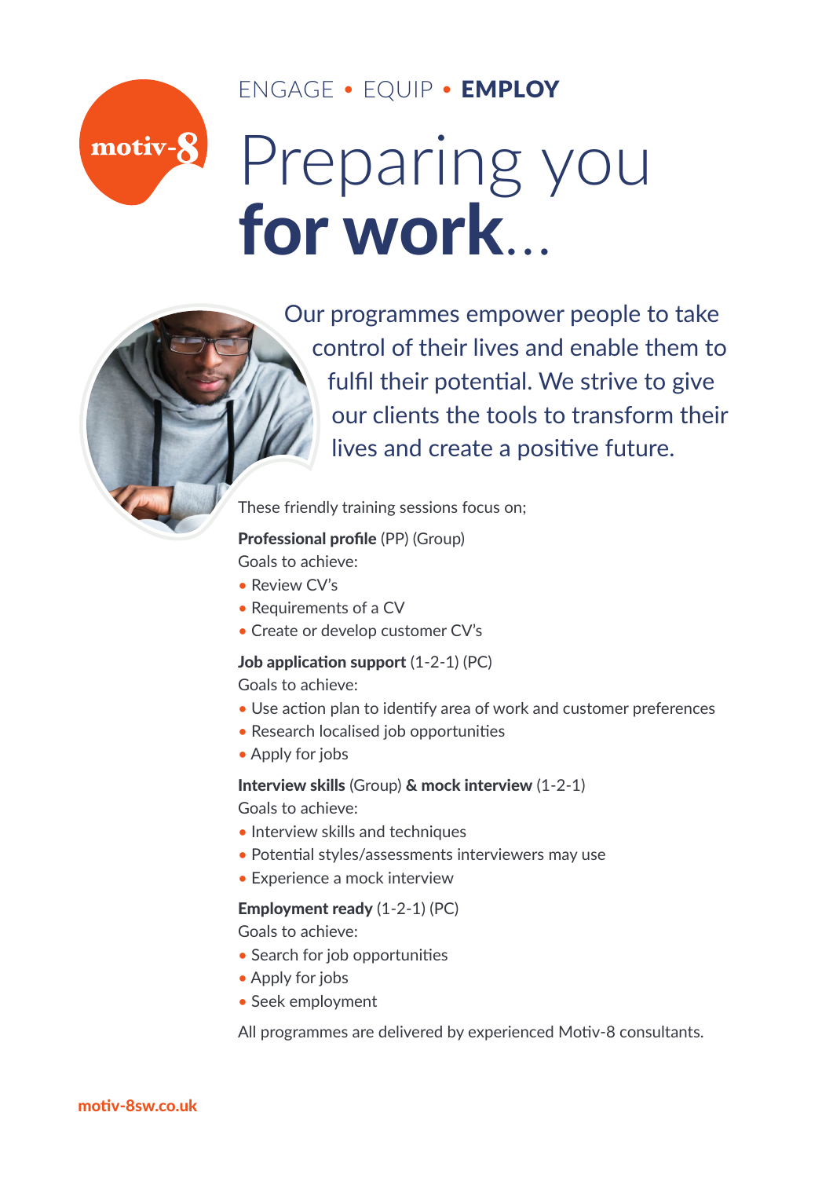motiv-8

ENGAGE • EQUIP • **EMPLOY**

# Preparing you **for work**...

Our programmes empower people to take control of their lives and enable them to fulfil their potential. We strive to give our clients the tools to transform their lives and create a positive future.

These friendly training sessions focus on;

**Professional profile** (PP) (Group)
Goals to achieve:

- Review CV's
- Requirements of a CV
- Create or develop customer CV's

**Job application support** (1-2-1) (PC)
Goals to achieve:

- Use action plan to identify area of work and customer preferences
- Research localised job opportunities
- Apply for jobs

**Interview skills** (Group) **& mock interview** (1-2-1)
Goals to achieve:

- Interview skills and techniques
- Potential styles/assessments interviewers may use
- Experience a mock interview

**Employment ready** (1-2-1) (PC)
Goals to achieve:

- Search for job opportunities
- Apply for jobs
- Seek employment

All programmes are delivered by experienced Motiv-8 consultants.

**motiv-8sw.co.uk**